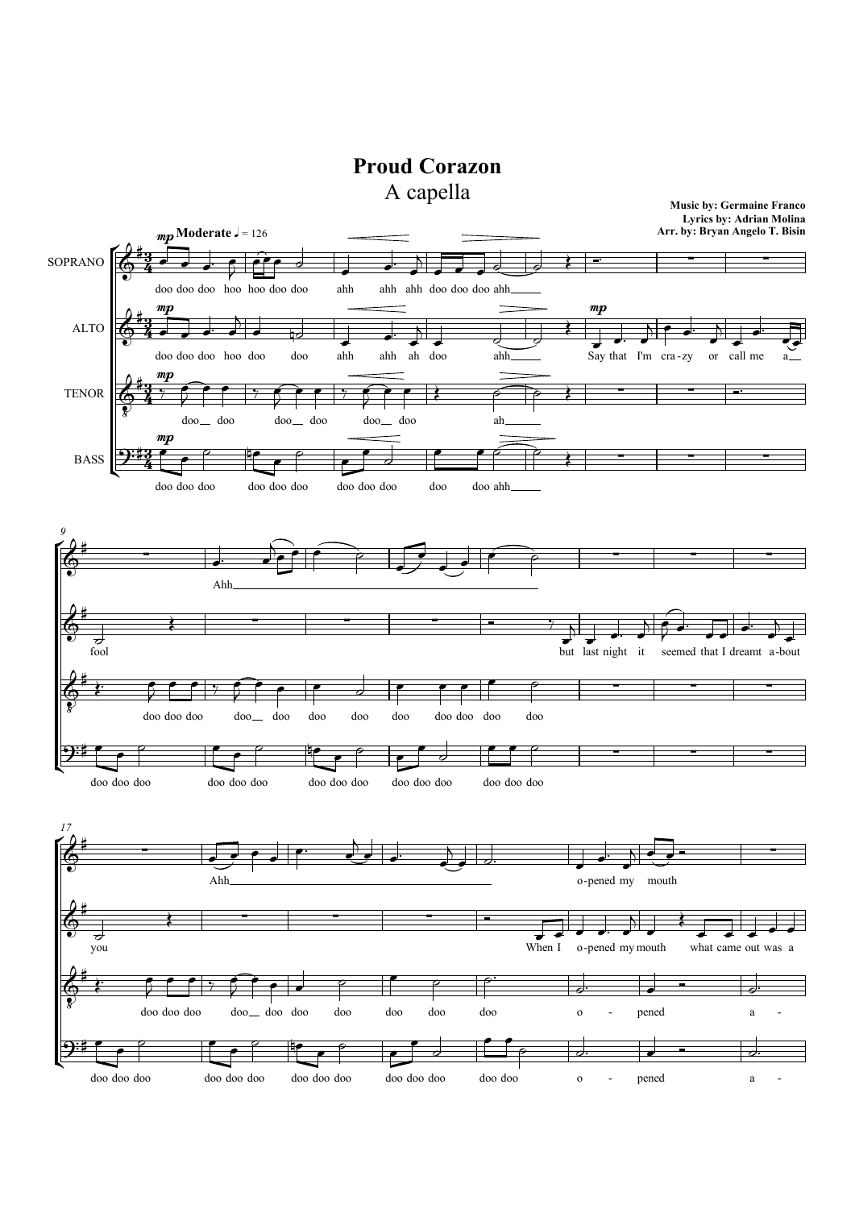# Proud Corazon

A capella

**Music by: Germaine Franco**
**Lyrics by: Adrian Molina**
**Arr. by: Bryan Angelo T. Bisin**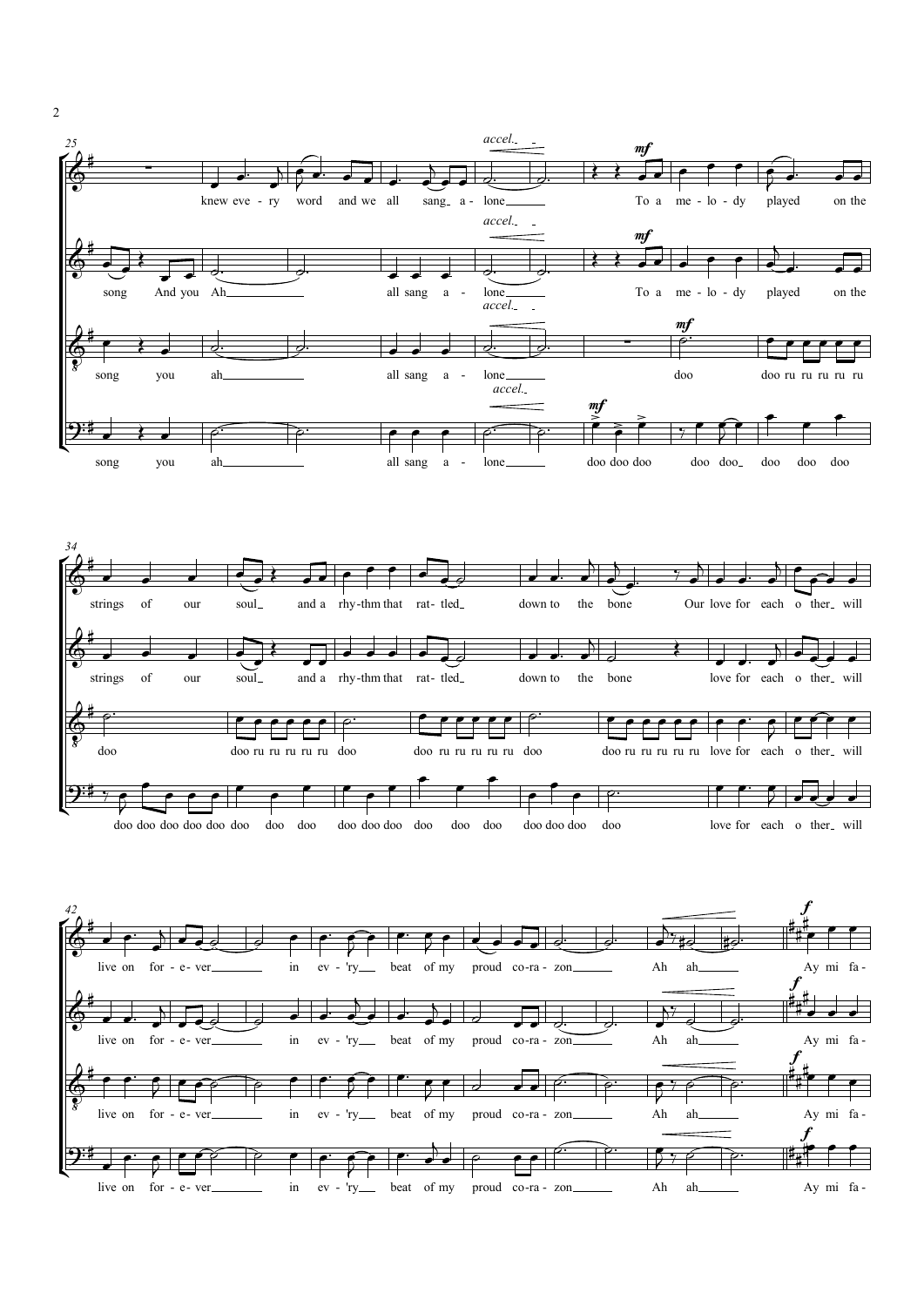accel.

mf

knew eve - ry word and we all sang a - lone To a me - lo - dy played on the

song And you Ah all sang a - lone To a me - lo - dy played on the

song you ah all sang a - lone doo doo ru ru ru ru ru

song you ah all sang a - lone doo doo doo doo doo doo doo doo

strings of our soul and a rhy-thm that rat-tled down to the bone Our love for each o ther will

strings of our soul and a rhy-thm that rat-tled down to the bone love for each o ther will

doo doo ru ru ru ru ru doo doo ru ru ru ru ru doo doo ru ru ru ru ru love for each o ther will

doo doo doo doo doo doo doo doo doo doo doo doo doo doo doo doo doo doo doo love for each o ther will

f

live on for - e- ver in ev - 'ry beat of my proud co-ra - zon Ah ah Ay mi fa -

live on for - e- ver in ev - 'ry beat of my proud co-ra - zon Ah ah Ay mi fa -

live on for - e- ver in ev - 'ry beat of my proud co-ra - zon Ah ah Ay mi fa -

live on for - e- ver in ev - 'ry beat of my proud co-ra - zon Ah ah Ay mi fa -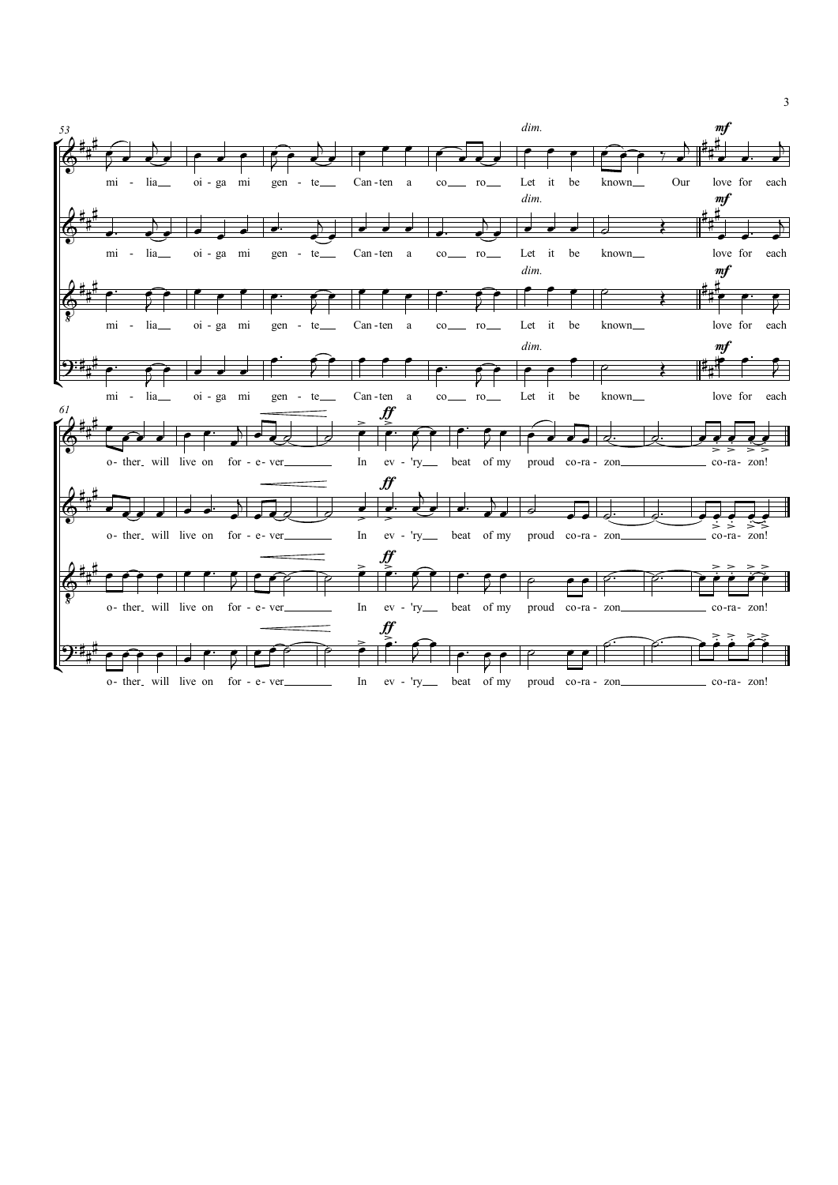53

*dim.* *mf*

mi - lia___ oi - ga mi gen - te___ Can - ten a co___ ro___ Let it be known___ Our love for each

mi - lia___ oi - ga mi gen - te___ Can - ten a co___ ro___ Let it be known___ love for each

mi - lia___ oi - ga mi gen - te___ Can - ten a co___ ro___ Let it be known___ love for each

mi - lia___ oi - ga mi gen - te___ Can - ten a co___ ro___ Let it be known___ love for each

61

*ff*

o- ther_ will live on for - e - ver________ In ev - 'ry___ beat of my proud co-ra - zon______________ co-ra- zon!

o- ther_ will live on for - e - ver________ In ev - 'ry___ beat of my proud co-ra - zon______________ co-ra- zon!

o- ther_ will live on for - e - ver________ In ev - 'ry___ beat of my proud co-ra - zon______________ co-ra- zon!

o- ther_ will live on for - e - ver________ In ev - 'ry___ beat of my proud co-ra - zon______________ co-ra- zon!